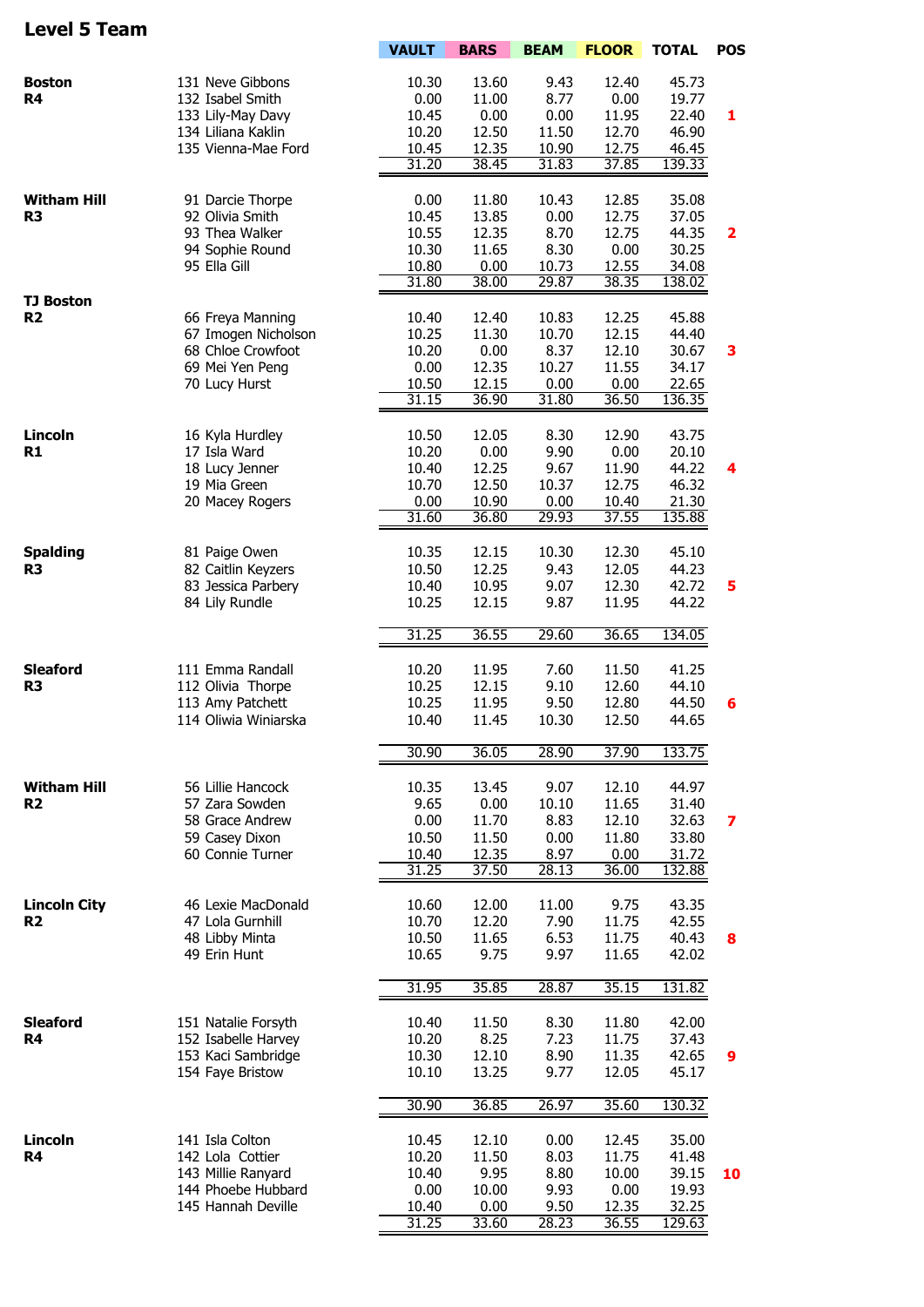# Level 5 Team

| Team | Gymnast | VAULT | BARS | BEAM | FLOOR | TOTAL | POS |
|---|---|---|---|---|---|---|---|
| **Boston R4** | 131 Neve Gibbons | 10.30 | 13.60 | 9.43 | 12.40 | 45.73 | |
| | 132 Isabel Smith | 0.00 | 11.00 | 8.77 | 0.00 | 19.77 | |
| | 133 Lily-May Davy | 10.45 | 0.00 | 0.00 | 11.95 | 22.40 | **1** |
| | 134 Liliana Kaklin | 10.20 | 12.50 | 11.50 | 12.70 | 46.90 | |
| | 135 Vienna-Mae Ford | 10.45 | 12.35 | 10.90 | 12.75 | 46.45 | |
| | | 31.20 | 38.45 | 31.83 | 37.85 | 139.33 | |
| **Witham Hill R3** | 91 Darcie Thorpe | 0.00 | 11.80 | 10.43 | 12.85 | 35.08 | |
| | 92 Olivia Smith | 10.45 | 13.85 | 0.00 | 12.75 | 37.05 | |
| | 93 Thea Walker | 10.55 | 12.35 | 8.70 | 12.75 | 44.35 | **2** |
| | 94 Sophie Round | 10.30 | 11.65 | 8.30 | 0.00 | 30.25 | |
| | 95 Ella Gill | 10.80 | 0.00 | 10.73 | 12.55 | 34.08 | |
| | | 31.80 | 38.00 | 29.87 | 38.35 | 138.02 | |
| **TJ Boston R2** | 66 Freya Manning | 10.40 | 12.40 | 10.83 | 12.25 | 45.88 | |
| | 67 Imogen Nicholson | 10.25 | 11.30 | 10.70 | 12.15 | 44.40 | |
| | 68 Chloe Crowfoot | 10.20 | 0.00 | 8.37 | 12.10 | 30.67 | **3** |
| | 69 Mei Yen Peng | 0.00 | 12.35 | 10.27 | 11.55 | 34.17 | |
| | 70 Lucy Hurst | 10.50 | 12.15 | 0.00 | 0.00 | 22.65 | |
| | | 31.15 | 36.90 | 31.80 | 36.50 | 136.35 | |
| **Lincoln R1** | 16 Kyla Hurdley | 10.50 | 12.05 | 8.30 | 12.90 | 43.75 | |
| | 17 Isla Ward | 10.20 | 0.00 | 9.90 | 0.00 | 20.10 | |
| | 18 Lucy Jenner | 10.40 | 12.25 | 9.67 | 11.90 | 44.22 | **4** |
| | 19 Mia Green | 10.70 | 12.50 | 10.37 | 12.75 | 46.32 | |
| | 20 Macey Rogers | 0.00 | 10.90 | 0.00 | 10.40 | 21.30 | |
| | | 31.60 | 36.80 | 29.93 | 37.55 | 135.88 | |
| **Spalding R3** | 81 Paige Owen | 10.35 | 12.15 | 10.30 | 12.30 | 45.10 | |
| | 82 Caitlin Keyzers | 10.50 | 12.25 | 9.43 | 12.05 | 44.23 | |
| | 83 Jessica Parbery | 10.40 | 10.95 | 9.07 | 12.30 | 42.72 | **5** |
| | 84 Lily Rundle | 10.25 | 12.15 | 9.87 | 11.95 | 44.22 | |
| | | 31.25 | 36.55 | 29.60 | 36.65 | 134.05 | |
| **Sleaford R3** | 111 Emma Randall | 10.20 | 11.95 | 7.60 | 11.50 | 41.25 | |
| | 112 Olivia Thorpe | 10.25 | 12.15 | 9.10 | 12.60 | 44.10 | |
| | 113 Amy Patchett | 10.25 | 11.95 | 9.50 | 12.80 | 44.50 | **6** |
| | 114 Oliwia Winiarska | 10.40 | 11.45 | 10.30 | 12.50 | 44.65 | |
| | | 30.90 | 36.05 | 28.90 | 37.90 | 133.75 | |
| **Witham Hill R2** | 56 Lillie Hancock | 10.35 | 13.45 | 9.07 | 12.10 | 44.97 | |
| | 57 Zara Sowden | 9.65 | 0.00 | 10.10 | 11.65 | 31.40 | |
| | 58 Grace Andrew | 0.00 | 11.70 | 8.83 | 12.10 | 32.63 | **7** |
| | 59 Casey Dixon | 10.50 | 11.50 | 0.00 | 11.80 | 33.80 | |
| | 60 Connie Turner | 10.40 | 12.35 | 8.97 | 0.00 | 31.72 | |
| | | 31.25 | 37.50 | 28.13 | 36.00 | 132.88 | |
| **Lincoln City R2** | 46 Lexie MacDonald | 10.60 | 12.00 | 11.00 | 9.75 | 43.35 | |
| | 47 Lola Gurnhill | 10.70 | 12.20 | 7.90 | 11.75 | 42.55 | |
| | 48 Libby Minta | 10.50 | 11.65 | 6.53 | 11.75 | 40.43 | **8** |
| | 49 Erin Hunt | 10.65 | 9.75 | 9.97 | 11.65 | 42.02 | |
| | | 31.95 | 35.85 | 28.87 | 35.15 | 131.82 | |
| **Sleaford R4** | 151 Natalie Forsyth | 10.40 | 11.50 | 8.30 | 11.80 | 42.00 | |
| | 152 Isabelle Harvey | 10.20 | 8.25 | 7.23 | 11.75 | 37.43 | |
| | 153 Kaci Sambridge | 10.30 | 12.10 | 8.90 | 11.35 | 42.65 | **9** |
| | 154 Faye Bristow | 10.10 | 13.25 | 9.77 | 12.05 | 45.17 | |
| | | 30.90 | 36.85 | 26.97 | 35.60 | 130.32 | |
| **Lincoln R4** | 141 Isla Colton | 10.45 | 12.10 | 0.00 | 12.45 | 35.00 | |
| | 142 Lola Cottier | 10.20 | 11.50 | 8.03 | 11.75 | 41.48 | |
| | 143 Millie Ranyard | 10.40 | 9.95 | 8.80 | 10.00 | 39.15 | **10** |
| | 144 Phoebe Hubbard | 0.00 | 10.00 | 9.93 | 0.00 | 19.93 | |
| | 145 Hannah Deville | 10.40 | 0.00 | 9.50 | 12.35 | 32.25 | |
| | | 31.25 | 33.60 | 28.23 | 36.55 | 129.63 | |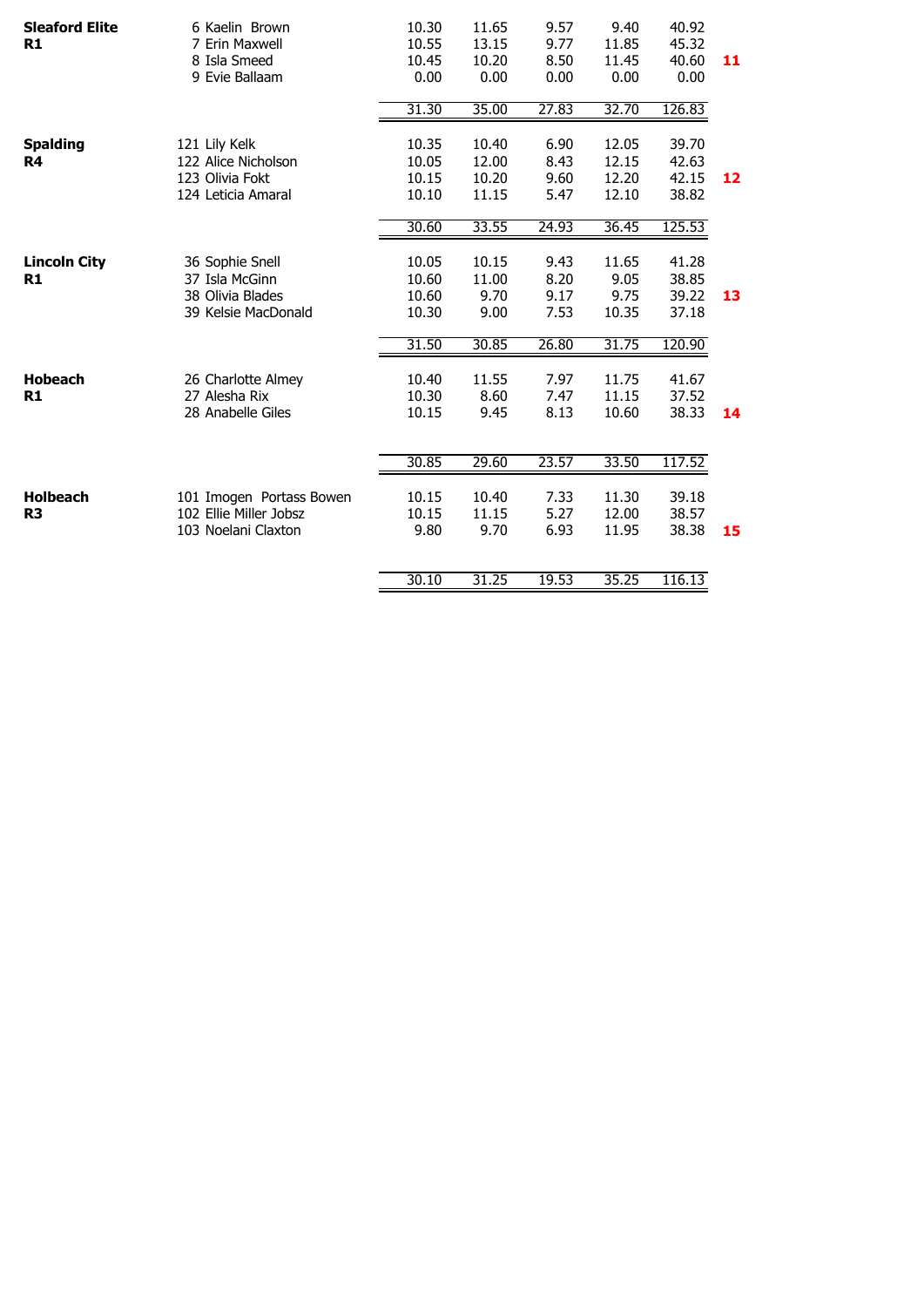| Club | Gymnast | | | | | Total | Place |
|---|---|---|---|---|---|---|---|
| **Sleaford Elite** | 6 Kaelin Brown | 10.30 | 11.65 | 9.57 | 9.40 | 40.92 | |
| **R1** | 7 Erin Maxwell | 10.55 | 13.15 | 9.77 | 11.85 | 45.32 | |
| | 8 Isla Smeed | 10.45 | 10.20 | 8.50 | 11.45 | 40.60 | **11** |
| | 9 Evie Ballaam | 0.00 | 0.00 | 0.00 | 0.00 | 0.00 | |
| | | 31.30 | 35.00 | 27.83 | 32.70 | 126.83 | |
| **Spalding** | 121 Lily Kelk | 10.35 | 10.40 | 6.90 | 12.05 | 39.70 | |
| **R4** | 122 Alice Nicholson | 10.05 | 12.00 | 8.43 | 12.15 | 42.63 | |
| | 123 Olivia Fokt | 10.15 | 10.20 | 9.60 | 12.20 | 42.15 | **12** |
| | 124 Leticia Amaral | 10.10 | 11.15 | 5.47 | 12.10 | 38.82 | |
| | | 30.60 | 33.55 | 24.93 | 36.45 | 125.53 | |
| **Lincoln City** | 36 Sophie Snell | 10.05 | 10.15 | 9.43 | 11.65 | 41.28 | |
| **R1** | 37 Isla McGinn | 10.60 | 11.00 | 8.20 | 9.05 | 38.85 | |
| | 38 Olivia Blades | 10.60 | 9.70 | 9.17 | 9.75 | 39.22 | **13** |
| | 39 Kelsie MacDonald | 10.30 | 9.00 | 7.53 | 10.35 | 37.18 | |
| | | 31.50 | 30.85 | 26.80 | 31.75 | 120.90 | |
| **Hobeach** | 26 Charlotte Almey | 10.40 | 11.55 | 7.97 | 11.75 | 41.67 | |
| **R1** | 27 Alesha Rix | 10.30 | 8.60 | 7.47 | 11.15 | 37.52 | |
| | 28 Anabelle Giles | 10.15 | 9.45 | 8.13 | 10.60 | 38.33 | **14** |
| | | 30.85 | 29.60 | 23.57 | 33.50 | 117.52 | |
| **Holbeach** | 101 Imogen Portass Bowen | 10.15 | 10.40 | 7.33 | 11.30 | 39.18 | |
| **R3** | 102 Ellie Miller Jobsz | 10.15 | 11.15 | 5.27 | 12.00 | 38.57 | |
| | 103 Noelani Claxton | 9.80 | 9.70 | 6.93 | 11.95 | 38.38 | **15** |
| | | 30.10 | 31.25 | 19.53 | 35.25 | 116.13 | |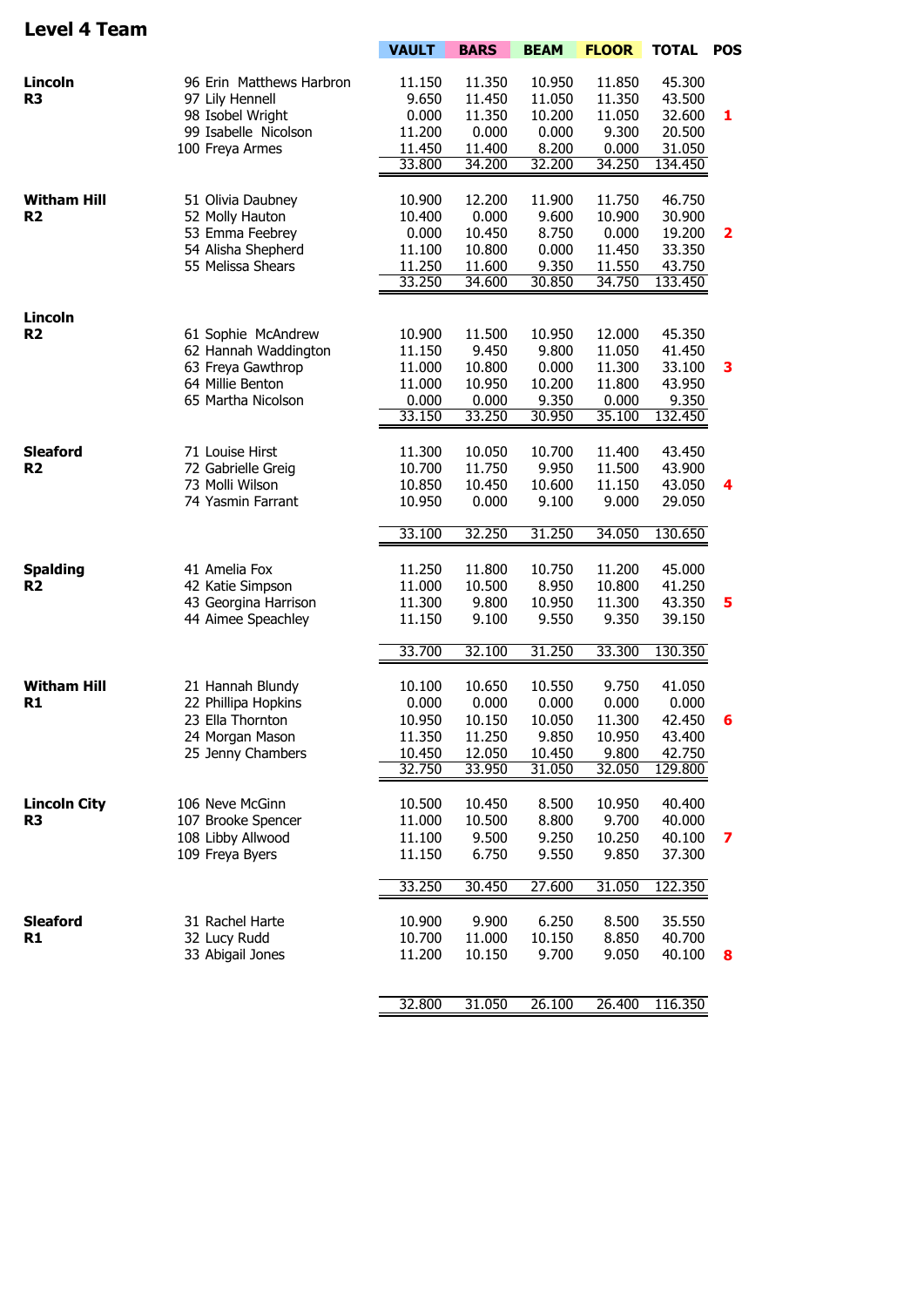## Level 4 Team

| Team | Gymnast | VAULT | BARS | BEAM | FLOOR | TOTAL | POS |
|---|---|---|---|---|---|---|---|
| **Lincoln R3** | 96 Erin Matthews Harbron | 11.150 | 11.350 | 10.950 | 11.850 | 45.300 | |
| | 97 Lily Hennell | 9.650 | 11.450 | 11.050 | 11.350 | 43.500 | |
| | 98 Isobel Wright | 0.000 | 11.350 | 10.200 | 11.050 | 32.600 | **1** |
| | 99 Isabelle Nicolson | 11.200 | 0.000 | 0.000 | 9.300 | 20.500 | |
| | 100 Freya Armes | 11.450 | 11.400 | 8.200 | 0.000 | 31.050 | |
| | | 33.800 | 34.200 | 32.200 | 34.250 | 134.450 | |
| **Witham Hill R2** | 51 Olivia Daubney | 10.900 | 12.200 | 11.900 | 11.750 | 46.750 | |
| | 52 Molly Hauton | 10.400 | 0.000 | 9.600 | 10.900 | 30.900 | |
| | 53 Emma Feebrey | 0.000 | 10.450 | 8.750 | 0.000 | 19.200 | **2** |
| | 54 Alisha Shepherd | 11.100 | 10.800 | 0.000 | 11.450 | 33.350 | |
| | 55 Melissa Shears | 11.250 | 11.600 | 9.350 | 11.550 | 43.750 | |
| | | 33.250 | 34.600 | 30.850 | 34.750 | 133.450 | |
| **Lincoln R2** | 61 Sophie McAndrew | 10.900 | 11.500 | 10.950 | 12.000 | 45.350 | |
| | 62 Hannah Waddington | 11.150 | 9.450 | 9.800 | 11.050 | 41.450 | |
| | 63 Freya Gawthrop | 11.000 | 10.800 | 0.000 | 11.300 | 33.100 | **3** |
| | 64 Millie Benton | 11.000 | 10.950 | 10.200 | 11.800 | 43.950 | |
| | 65 Martha Nicolson | 0.000 | 0.000 | 9.350 | 0.000 | 9.350 | |
| | | 33.150 | 33.250 | 30.950 | 35.100 | 132.450 | |
| **Sleaford R2** | 71 Louise Hirst | 11.300 | 10.050 | 10.700 | 11.400 | 43.450 | |
| | 72 Gabrielle Greig | 10.700 | 11.750 | 9.950 | 11.500 | 43.900 | |
| | 73 Molli Wilson | 10.850 | 10.450 | 10.600 | 11.150 | 43.050 | **4** |
| | 74 Yasmin Farrant | 10.950 | 0.000 | 9.100 | 9.000 | 29.050 | |
| | | 33.100 | 32.250 | 31.250 | 34.050 | 130.650 | |
| **Spalding R2** | 41 Amelia Fox | 11.250 | 11.800 | 10.750 | 11.200 | 45.000 | |
| | 42 Katie Simpson | 11.000 | 10.500 | 8.950 | 10.800 | 41.250 | |
| | 43 Georgina Harrison | 11.300 | 9.800 | 10.950 | 11.300 | 43.350 | **5** |
| | 44 Aimee Speachley | 11.150 | 9.100 | 9.550 | 9.350 | 39.150 | |
| | | 33.700 | 32.100 | 31.250 | 33.300 | 130.350 | |
| **Witham Hill R1** | 21 Hannah Blundy | 10.100 | 10.650 | 10.550 | 9.750 | 41.050 | |
| | 22 Phillipa Hopkins | 0.000 | 0.000 | 0.000 | 0.000 | 0.000 | |
| | 23 Ella Thornton | 10.950 | 10.150 | 10.050 | 11.300 | 42.450 | **6** |
| | 24 Morgan Mason | 11.350 | 11.250 | 9.850 | 10.950 | 43.400 | |
| | 25 Jenny Chambers | 10.450 | 12.050 | 10.450 | 9.800 | 42.750 | |
| | | 32.750 | 33.950 | 31.050 | 32.050 | 129.800 | |
| **Lincoln City R3** | 106 Neve McGinn | 10.500 | 10.450 | 8.500 | 10.950 | 40.400 | |
| | 107 Brooke Spencer | 11.000 | 10.500 | 8.800 | 9.700 | 40.000 | |
| | 108 Libby Allwood | 11.100 | 9.500 | 9.250 | 10.250 | 40.100 | **7** |
| | 109 Freya Byers | 11.150 | 6.750 | 9.550 | 9.850 | 37.300 | |
| | | 33.250 | 30.450 | 27.600 | 31.050 | 122.350 | |
| **Sleaford R1** | 31 Rachel Harte | 10.900 | 9.900 | 6.250 | 8.500 | 35.550 | |
| | 32 Lucy Rudd | 10.700 | 11.000 | 10.150 | 8.850 | 40.700 | |
| | 33 Abigail Jones | 11.200 | 10.150 | 9.700 | 9.050 | 40.100 | **8** |
| | | 32.800 | 31.050 | 26.100 | 26.400 | 116.350 | |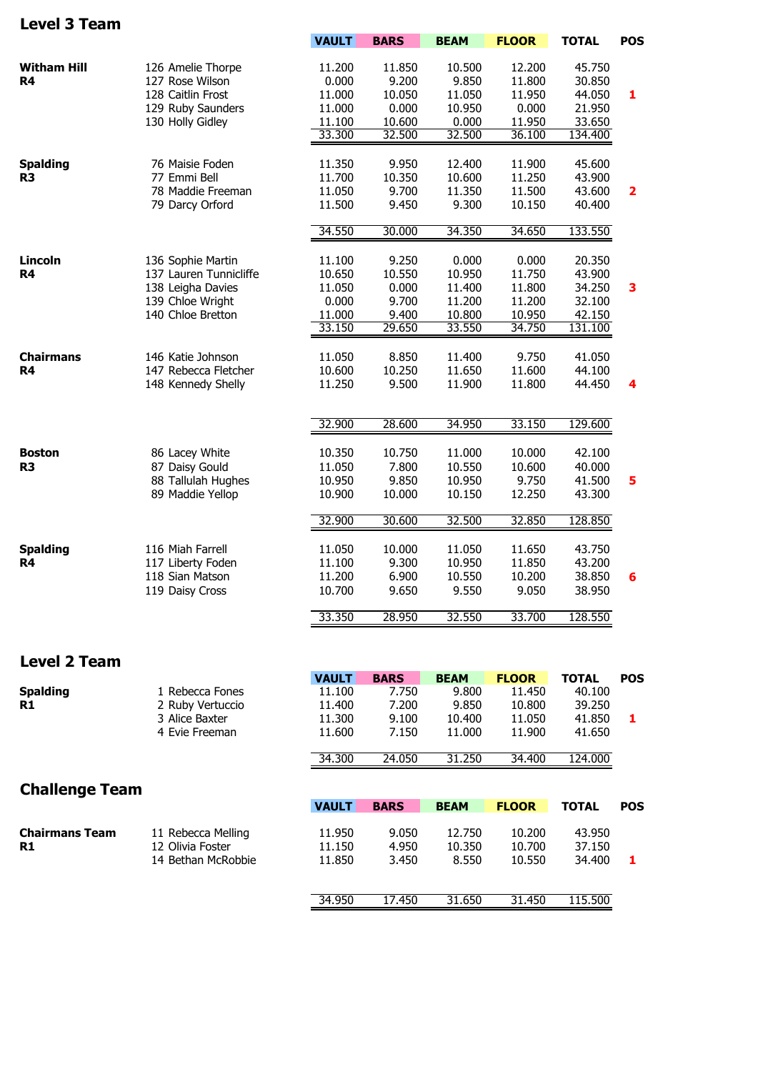## Level 3 Team

| | | VAULT | BARS | BEAM | FLOOR | TOTAL | POS |
|---|---|---|---|---|---|---|---|
| **Witham Hill** | 126 Amelie Thorpe | 11.200 | 11.850 | 10.500 | 12.200 | 45.750 | |
| **R4** | 127 Rose Wilson | 0.000 | 9.200 | 9.850 | 11.800 | 30.850 | |
| | 128 Caitlin Frost | 11.000 | 10.050 | 11.050 | 11.950 | 44.050 | 1 |
| | 129 Ruby Saunders | 11.000 | 0.000 | 10.950 | 0.000 | 21.950 | |
| | 130 Holly Gidley | 11.100 | 10.600 | 0.000 | 11.950 | 33.650 | |
| | | 33.300 | 32.500 | 32.500 | 36.100 | 134.400 | |
| **Spalding** | 76 Maisie Foden | 11.350 | 9.950 | 12.400 | 11.900 | 45.600 | |
| **R3** | 77 Emmi Bell | 11.700 | 10.350 | 10.600 | 11.250 | 43.900 | |
| | 78 Maddie Freeman | 11.050 | 9.700 | 11.350 | 11.500 | 43.600 | 2 |
| | 79 Darcy Orford | 11.500 | 9.450 | 9.300 | 10.150 | 40.400 | |
| | | 34.550 | 30.000 | 34.350 | 34.650 | 133.550 | |
| **Lincoln** | 136 Sophie Martin | 11.100 | 9.250 | 0.000 | 0.000 | 20.350 | |
| **R4** | 137 Lauren Tunnicliffe | 10.650 | 10.550 | 10.950 | 11.750 | 43.900 | |
| | 138 Leigha Davies | 11.050 | 0.000 | 11.400 | 11.800 | 34.250 | 3 |
| | 139 Chloe Wright | 0.000 | 9.700 | 11.200 | 11.200 | 32.100 | |
| | 140 Chloe Bretton | 11.000 | 9.400 | 10.800 | 10.950 | 42.150 | |
| | | 33.150 | 29.650 | 33.550 | 34.750 | 131.100 | |
| **Chairmans** | 146 Katie Johnson | 11.050 | 8.850 | 11.400 | 9.750 | 41.050 | |
| **R4** | 147 Rebecca Fletcher | 10.600 | 10.250 | 11.650 | 11.600 | 44.100 | |
| | 148 Kennedy Shelly | 11.250 | 9.500 | 11.900 | 11.800 | 44.450 | 4 |
| | | 32.900 | 28.600 | 34.950 | 33.150 | 129.600 | |
| **Boston** | 86 Lacey White | 10.350 | 10.750 | 11.000 | 10.000 | 42.100 | |
| **R3** | 87 Daisy Gould | 11.050 | 7.800 | 10.550 | 10.600 | 40.000 | |
| | 88 Tallulah Hughes | 10.950 | 9.850 | 10.950 | 9.750 | 41.500 | 5 |
| | 89 Maddie Yellop | 10.900 | 10.000 | 10.150 | 12.250 | 43.300 | |
| | | 32.900 | 30.600 | 32.500 | 32.850 | 128.850 | |
| **Spalding** | 116 Miah Farrell | 11.050 | 10.000 | 11.050 | 11.650 | 43.750 | |
| **R4** | 117 Liberty Foden | 11.100 | 9.300 | 10.950 | 11.850 | 43.200 | |
| | 118 Sian Matson | 11.200 | 6.900 | 10.550 | 10.200 | 38.850 | 6 |
| | 119 Daisy Cross | 10.700 | 9.650 | 9.550 | 9.050 | 38.950 | |
| | | 33.350 | 28.950 | 32.550 | 33.700 | 128.550 | |

## Level 2 Team

| | | VAULT | BARS | BEAM | FLOOR | TOTAL | POS |
|---|---|---|---|---|---|---|---|
| **Spalding** | 1 Rebecca Fones | 11.100 | 7.750 | 9.800 | 11.450 | 40.100 | |
| **R1** | 2 Ruby Vertuccio | 11.400 | 7.200 | 9.850 | 10.800 | 39.250 | |
| | 3 Alice Baxter | 11.300 | 9.100 | 10.400 | 11.050 | 41.850 | 1 |
| | 4 Evie Freeman | 11.600 | 7.150 | 11.000 | 11.900 | 41.650 | |
| | | 34.300 | 24.050 | 31.250 | 34.400 | 124.000 | |

## Challenge Team

| | | VAULT | BARS | BEAM | FLOOR | TOTAL | POS |
|---|---|---|---|---|---|---|---|
| **Chairmans Team** | 11 Rebecca Melling | 11.950 | 9.050 | 12.750 | 10.200 | 43.950 | |
| **R1** | 12 Olivia Foster | 11.150 | 4.950 | 10.350 | 10.700 | 37.150 | |
| | 14 Bethan McRobbie | 11.850 | 3.450 | 8.550 | 10.550 | 34.400 | 1 |
| | | 34.950 | 17.450 | 31.650 | 31.450 | 115.500 | |